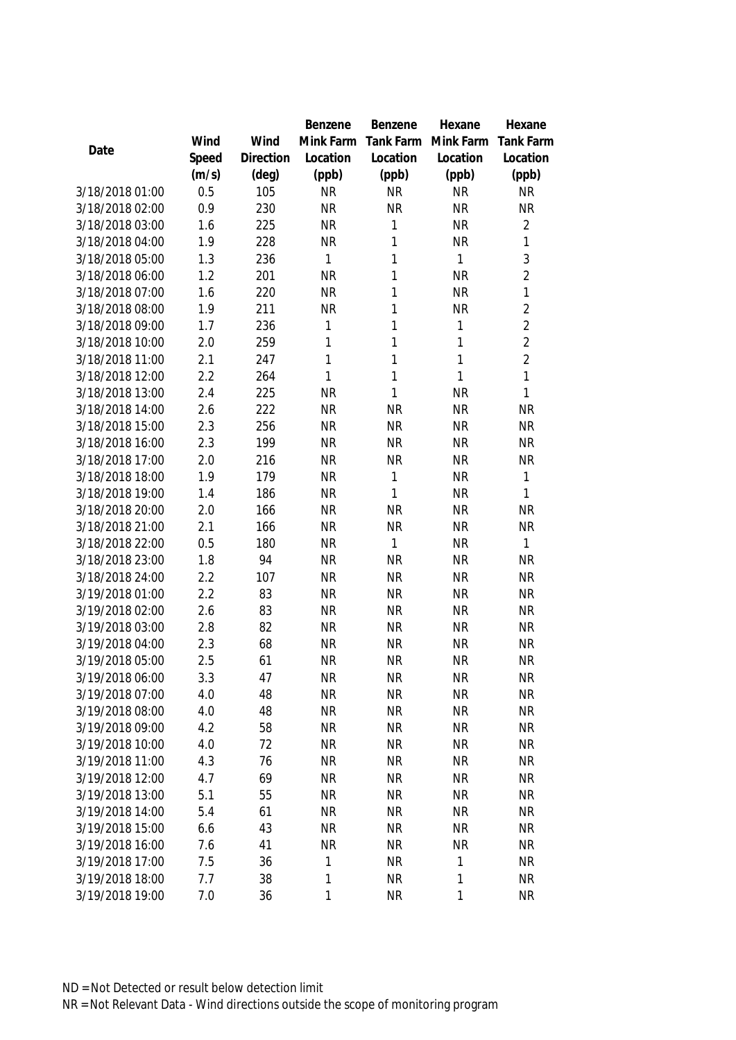| Date | Wind Speed (m/s) | Wind Direction (deg) | Benzene Mink Farm Location (ppb) | Benzene Tank Farm Location (ppb) | Hexane Mink Farm Location (ppb) | Hexane Tank Farm Location (ppb) |
|---|---|---|---|---|---|---|
| 3/18/2018 01:00 | 0.5 | 105 | NR | NR | NR | NR |
| 3/18/2018 02:00 | 0.9 | 230 | NR | NR | NR | NR |
| 3/18/2018 03:00 | 1.6 | 225 | NR | 1 | NR | 2 |
| 3/18/2018 04:00 | 1.9 | 228 | NR | 1 | NR | 1 |
| 3/18/2018 05:00 | 1.3 | 236 | 1 | 1 | 1 | 3 |
| 3/18/2018 06:00 | 1.2 | 201 | NR | 1 | NR | 2 |
| 3/18/2018 07:00 | 1.6 | 220 | NR | 1 | NR | 1 |
| 3/18/2018 08:00 | 1.9 | 211 | NR | 1 | NR | 2 |
| 3/18/2018 09:00 | 1.7 | 236 | 1 | 1 | 1 | 2 |
| 3/18/2018 10:00 | 2.0 | 259 | 1 | 1 | 1 | 2 |
| 3/18/2018 11:00 | 2.1 | 247 | 1 | 1 | 1 | 2 |
| 3/18/2018 12:00 | 2.2 | 264 | 1 | 1 | 1 | 1 |
| 3/18/2018 13:00 | 2.4 | 225 | NR | 1 | NR | 1 |
| 3/18/2018 14:00 | 2.6 | 222 | NR | NR | NR | NR |
| 3/18/2018 15:00 | 2.3 | 256 | NR | NR | NR | NR |
| 3/18/2018 16:00 | 2.3 | 199 | NR | NR | NR | NR |
| 3/18/2018 17:00 | 2.0 | 216 | NR | NR | NR | NR |
| 3/18/2018 18:00 | 1.9 | 179 | NR | 1 | NR | 1 |
| 3/18/2018 19:00 | 1.4 | 186 | NR | 1 | NR | 1 |
| 3/18/2018 20:00 | 2.0 | 166 | NR | NR | NR | NR |
| 3/18/2018 21:00 | 2.1 | 166 | NR | NR | NR | NR |
| 3/18/2018 22:00 | 0.5 | 180 | NR | 1 | NR | 1 |
| 3/18/2018 23:00 | 1.8 | 94 | NR | NR | NR | NR |
| 3/18/2018 24:00 | 2.2 | 107 | NR | NR | NR | NR |
| 3/19/2018 01:00 | 2.2 | 83 | NR | NR | NR | NR |
| 3/19/2018 02:00 | 2.6 | 83 | NR | NR | NR | NR |
| 3/19/2018 03:00 | 2.8 | 82 | NR | NR | NR | NR |
| 3/19/2018 04:00 | 2.3 | 68 | NR | NR | NR | NR |
| 3/19/2018 05:00 | 2.5 | 61 | NR | NR | NR | NR |
| 3/19/2018 06:00 | 3.3 | 47 | NR | NR | NR | NR |
| 3/19/2018 07:00 | 4.0 | 48 | NR | NR | NR | NR |
| 3/19/2018 08:00 | 4.0 | 48 | NR | NR | NR | NR |
| 3/19/2018 09:00 | 4.2 | 58 | NR | NR | NR | NR |
| 3/19/2018 10:00 | 4.0 | 72 | NR | NR | NR | NR |
| 3/19/2018 11:00 | 4.3 | 76 | NR | NR | NR | NR |
| 3/19/2018 12:00 | 4.7 | 69 | NR | NR | NR | NR |
| 3/19/2018 13:00 | 5.1 | 55 | NR | NR | NR | NR |
| 3/19/2018 14:00 | 5.4 | 61 | NR | NR | NR | NR |
| 3/19/2018 15:00 | 6.6 | 43 | NR | NR | NR | NR |
| 3/19/2018 16:00 | 7.6 | 41 | NR | NR | NR | NR |
| 3/19/2018 17:00 | 7.5 | 36 | 1 | NR | 1 | NR |
| 3/19/2018 18:00 | 7.7 | 38 | 1 | NR | 1 | NR |
| 3/19/2018 19:00 | 7.0 | 36 | 1 | NR | 1 | NR |

ND = Not Detected or result below detection limit
NR = Not Relevant Data - Wind directions outside the scope of monitoring program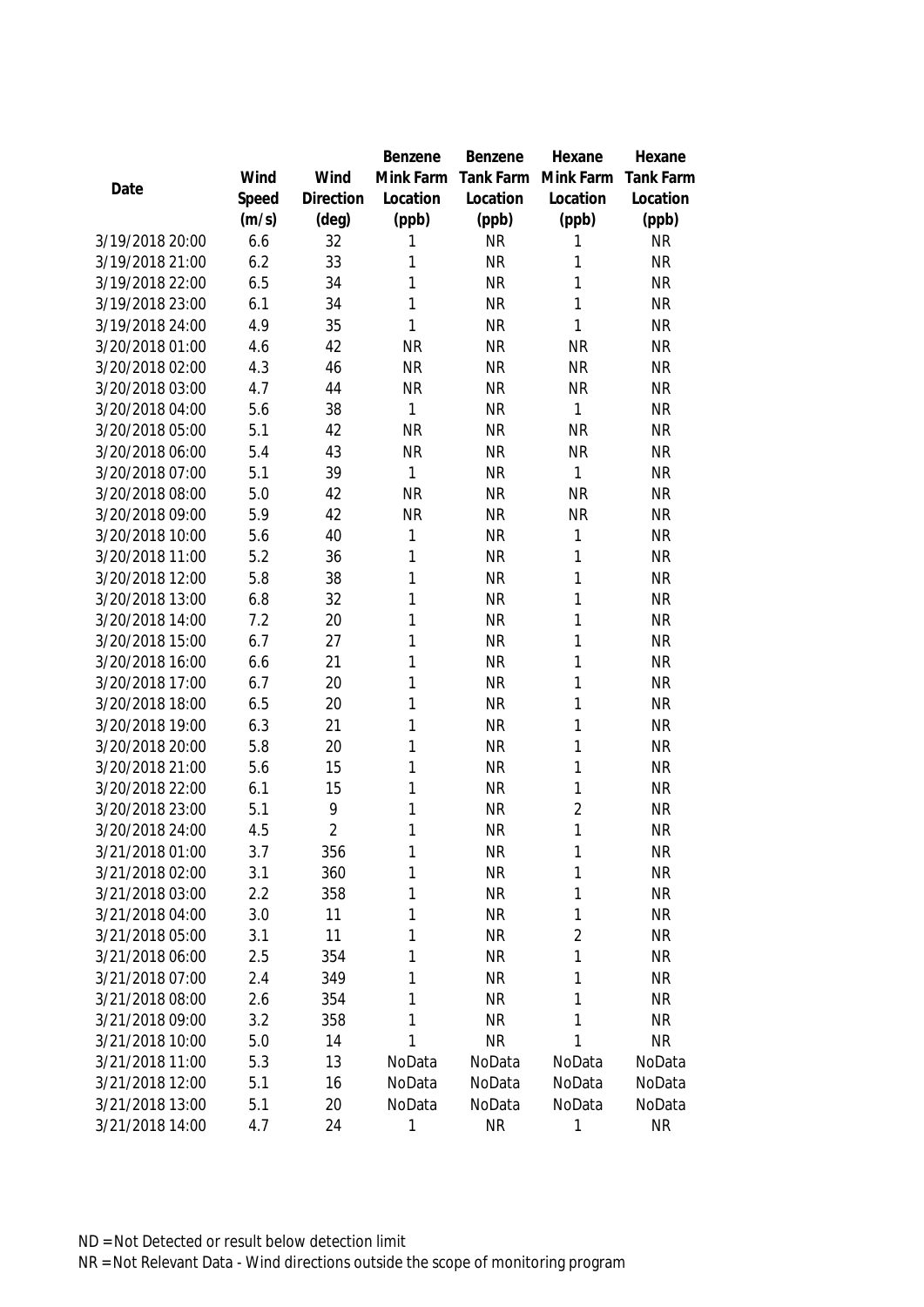| Date | Wind Speed (m/s) | Wind Direction (deg) | Benzene Mink Farm Location (ppb) | Benzene Tank Farm Location (ppb) | Hexane Mink Farm Location (ppb) | Hexane Tank Farm Location (ppb) |
|---|---|---|---|---|---|---|
| 3/19/2018 20:00 | 6.6 | 32 | 1 | NR | 1 | NR |
| 3/19/2018 21:00 | 6.2 | 33 | 1 | NR | 1 | NR |
| 3/19/2018 22:00 | 6.5 | 34 | 1 | NR | 1 | NR |
| 3/19/2018 23:00 | 6.1 | 34 | 1 | NR | 1 | NR |
| 3/19/2018 24:00 | 4.9 | 35 | 1 | NR | 1 | NR |
| 3/20/2018 01:00 | 4.6 | 42 | NR | NR | NR | NR |
| 3/20/2018 02:00 | 4.3 | 46 | NR | NR | NR | NR |
| 3/20/2018 03:00 | 4.7 | 44 | NR | NR | NR | NR |
| 3/20/2018 04:00 | 5.6 | 38 | 1 | NR | 1 | NR |
| 3/20/2018 05:00 | 5.1 | 42 | NR | NR | NR | NR |
| 3/20/2018 06:00 | 5.4 | 43 | NR | NR | NR | NR |
| 3/20/2018 07:00 | 5.1 | 39 | 1 | NR | 1 | NR |
| 3/20/2018 08:00 | 5.0 | 42 | NR | NR | NR | NR |
| 3/20/2018 09:00 | 5.9 | 42 | NR | NR | NR | NR |
| 3/20/2018 10:00 | 5.6 | 40 | 1 | NR | 1 | NR |
| 3/20/2018 11:00 | 5.2 | 36 | 1 | NR | 1 | NR |
| 3/20/2018 12:00 | 5.8 | 38 | 1 | NR | 1 | NR |
| 3/20/2018 13:00 | 6.8 | 32 | 1 | NR | 1 | NR |
| 3/20/2018 14:00 | 7.2 | 20 | 1 | NR | 1 | NR |
| 3/20/2018 15:00 | 6.7 | 27 | 1 | NR | 1 | NR |
| 3/20/2018 16:00 | 6.6 | 21 | 1 | NR | 1 | NR |
| 3/20/2018 17:00 | 6.7 | 20 | 1 | NR | 1 | NR |
| 3/20/2018 18:00 | 6.5 | 20 | 1 | NR | 1 | NR |
| 3/20/2018 19:00 | 6.3 | 21 | 1 | NR | 1 | NR |
| 3/20/2018 20:00 | 5.8 | 20 | 1 | NR | 1 | NR |
| 3/20/2018 21:00 | 5.6 | 15 | 1 | NR | 1 | NR |
| 3/20/2018 22:00 | 6.1 | 15 | 1 | NR | 1 | NR |
| 3/20/2018 23:00 | 5.1 | 9 | 1 | NR | 2 | NR |
| 3/20/2018 24:00 | 4.5 | 2 | 1 | NR | 1 | NR |
| 3/21/2018 01:00 | 3.7 | 356 | 1 | NR | 1 | NR |
| 3/21/2018 02:00 | 3.1 | 360 | 1 | NR | 1 | NR |
| 3/21/2018 03:00 | 2.2 | 358 | 1 | NR | 1 | NR |
| 3/21/2018 04:00 | 3.0 | 11 | 1 | NR | 1 | NR |
| 3/21/2018 05:00 | 3.1 | 11 | 1 | NR | 2 | NR |
| 3/21/2018 06:00 | 2.5 | 354 | 1 | NR | 1 | NR |
| 3/21/2018 07:00 | 2.4 | 349 | 1 | NR | 1 | NR |
| 3/21/2018 08:00 | 2.6 | 354 | 1 | NR | 1 | NR |
| 3/21/2018 09:00 | 3.2 | 358 | 1 | NR | 1 | NR |
| 3/21/2018 10:00 | 5.0 | 14 | 1 | NR | 1 | NR |
| 3/21/2018 11:00 | 5.3 | 13 | NoData | NoData | NoData | NoData |
| 3/21/2018 12:00 | 5.1 | 16 | NoData | NoData | NoData | NoData |
| 3/21/2018 13:00 | 5.1 | 20 | NoData | NoData | NoData | NoData |
| 3/21/2018 14:00 | 4.7 | 24 | 1 | NR | 1 | NR |

ND = Not Detected or result below detection limit
NR = Not Relevant Data - Wind directions outside the scope of monitoring program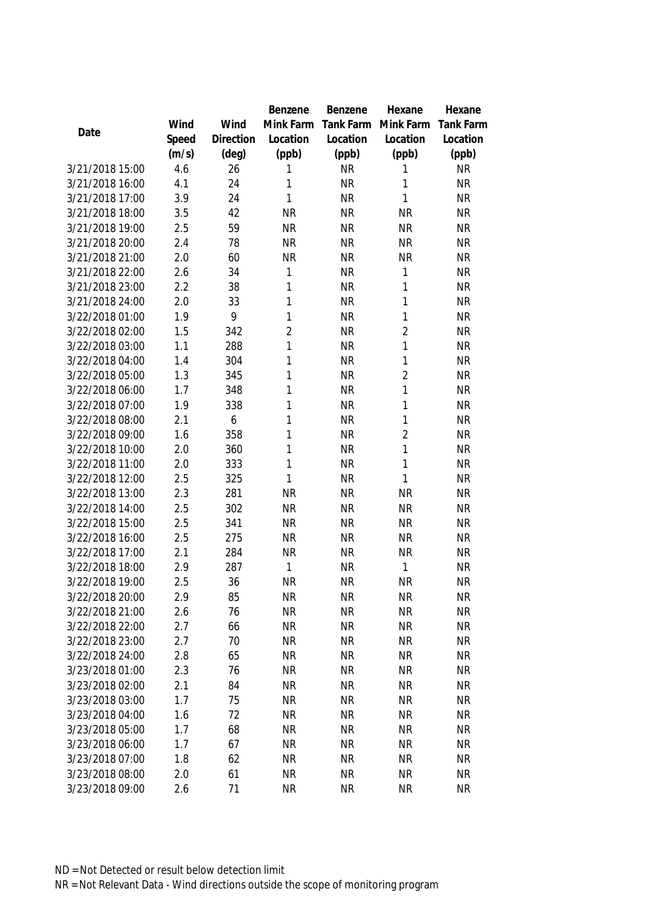| Date | Wind Speed (m/s) | Wind Direction (deg) | Benzene Mink Farm Location (ppb) | Benzene Tank Farm Location (ppb) | Hexane Mink Farm Location (ppb) | Hexane Tank Farm Location (ppb) |
|---|---|---|---|---|---|---|
| 3/21/2018 15:00 | 4.6 | 26 | 1 | NR | 1 | NR |
| 3/21/2018 16:00 | 4.1 | 24 | 1 | NR | 1 | NR |
| 3/21/2018 17:00 | 3.9 | 24 | 1 | NR | 1 | NR |
| 3/21/2018 18:00 | 3.5 | 42 | NR | NR | NR | NR |
| 3/21/2018 19:00 | 2.5 | 59 | NR | NR | NR | NR |
| 3/21/2018 20:00 | 2.4 | 78 | NR | NR | NR | NR |
| 3/21/2018 21:00 | 2.0 | 60 | NR | NR | NR | NR |
| 3/21/2018 22:00 | 2.6 | 34 | 1 | NR | 1 | NR |
| 3/21/2018 23:00 | 2.2 | 38 | 1 | NR | 1 | NR |
| 3/21/2018 24:00 | 2.0 | 33 | 1 | NR | 1 | NR |
| 3/22/2018 01:00 | 1.9 | 9 | 1 | NR | 1 | NR |
| 3/22/2018 02:00 | 1.5 | 342 | 2 | NR | 2 | NR |
| 3/22/2018 03:00 | 1.1 | 288 | 1 | NR | 1 | NR |
| 3/22/2018 04:00 | 1.4 | 304 | 1 | NR | 1 | NR |
| 3/22/2018 05:00 | 1.3 | 345 | 1 | NR | 2 | NR |
| 3/22/2018 06:00 | 1.7 | 348 | 1 | NR | 1 | NR |
| 3/22/2018 07:00 | 1.9 | 338 | 1 | NR | 1 | NR |
| 3/22/2018 08:00 | 2.1 | 6 | 1 | NR | 1 | NR |
| 3/22/2018 09:00 | 1.6 | 358 | 1 | NR | 2 | NR |
| 3/22/2018 10:00 | 2.0 | 360 | 1 | NR | 1 | NR |
| 3/22/2018 11:00 | 2.0 | 333 | 1 | NR | 1 | NR |
| 3/22/2018 12:00 | 2.5 | 325 | 1 | NR | 1 | NR |
| 3/22/2018 13:00 | 2.3 | 281 | NR | NR | NR | NR |
| 3/22/2018 14:00 | 2.5 | 302 | NR | NR | NR | NR |
| 3/22/2018 15:00 | 2.5 | 341 | NR | NR | NR | NR |
| 3/22/2018 16:00 | 2.5 | 275 | NR | NR | NR | NR |
| 3/22/2018 17:00 | 2.1 | 284 | NR | NR | NR | NR |
| 3/22/2018 18:00 | 2.9 | 287 | 1 | NR | 1 | NR |
| 3/22/2018 19:00 | 2.5 | 36 | NR | NR | NR | NR |
| 3/22/2018 20:00 | 2.9 | 85 | NR | NR | NR | NR |
| 3/22/2018 21:00 | 2.6 | 76 | NR | NR | NR | NR |
| 3/22/2018 22:00 | 2.7 | 66 | NR | NR | NR | NR |
| 3/22/2018 23:00 | 2.7 | 70 | NR | NR | NR | NR |
| 3/22/2018 24:00 | 2.8 | 65 | NR | NR | NR | NR |
| 3/23/2018 01:00 | 2.3 | 76 | NR | NR | NR | NR |
| 3/23/2018 02:00 | 2.1 | 84 | NR | NR | NR | NR |
| 3/23/2018 03:00 | 1.7 | 75 | NR | NR | NR | NR |
| 3/23/2018 04:00 | 1.6 | 72 | NR | NR | NR | NR |
| 3/23/2018 05:00 | 1.7 | 68 | NR | NR | NR | NR |
| 3/23/2018 06:00 | 1.7 | 67 | NR | NR | NR | NR |
| 3/23/2018 07:00 | 1.8 | 62 | NR | NR | NR | NR |
| 3/23/2018 08:00 | 2.0 | 61 | NR | NR | NR | NR |
| 3/23/2018 09:00 | 2.6 | 71 | NR | NR | NR | NR |

ND = Not Detected or result below detection limit

NR = Not Relevant Data - Wind directions outside the scope of monitoring program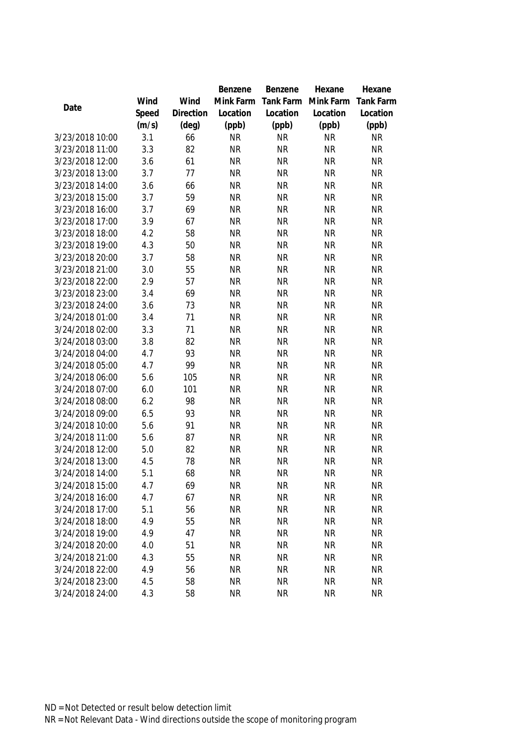| Date | Wind Speed (m/s) | Wind Direction (deg) | Benzene Mink Farm Location (ppb) | Benzene Tank Farm Location (ppb) | Hexane Mink Farm Location (ppb) | Hexane Tank Farm Location (ppb) |
|---|---|---|---|---|---|---|
| 3/23/2018 10:00 | 3.1 | 66 | NR | NR | NR | NR |
| 3/23/2018 11:00 | 3.3 | 82 | NR | NR | NR | NR |
| 3/23/2018 12:00 | 3.6 | 61 | NR | NR | NR | NR |
| 3/23/2018 13:00 | 3.7 | 77 | NR | NR | NR | NR |
| 3/23/2018 14:00 | 3.6 | 66 | NR | NR | NR | NR |
| 3/23/2018 15:00 | 3.7 | 59 | NR | NR | NR | NR |
| 3/23/2018 16:00 | 3.7 | 69 | NR | NR | NR | NR |
| 3/23/2018 17:00 | 3.9 | 67 | NR | NR | NR | NR |
| 3/23/2018 18:00 | 4.2 | 58 | NR | NR | NR | NR |
| 3/23/2018 19:00 | 4.3 | 50 | NR | NR | NR | NR |
| 3/23/2018 20:00 | 3.7 | 58 | NR | NR | NR | NR |
| 3/23/2018 21:00 | 3.0 | 55 | NR | NR | NR | NR |
| 3/23/2018 22:00 | 2.9 | 57 | NR | NR | NR | NR |
| 3/23/2018 23:00 | 3.4 | 69 | NR | NR | NR | NR |
| 3/23/2018 24:00 | 3.6 | 73 | NR | NR | NR | NR |
| 3/24/2018 01:00 | 3.4 | 71 | NR | NR | NR | NR |
| 3/24/2018 02:00 | 3.3 | 71 | NR | NR | NR | NR |
| 3/24/2018 03:00 | 3.8 | 82 | NR | NR | NR | NR |
| 3/24/2018 04:00 | 4.7 | 93 | NR | NR | NR | NR |
| 3/24/2018 05:00 | 4.7 | 99 | NR | NR | NR | NR |
| 3/24/2018 06:00 | 5.6 | 105 | NR | NR | NR | NR |
| 3/24/2018 07:00 | 6.0 | 101 | NR | NR | NR | NR |
| 3/24/2018 08:00 | 6.2 | 98 | NR | NR | NR | NR |
| 3/24/2018 09:00 | 6.5 | 93 | NR | NR | NR | NR |
| 3/24/2018 10:00 | 5.6 | 91 | NR | NR | NR | NR |
| 3/24/2018 11:00 | 5.6 | 87 | NR | NR | NR | NR |
| 3/24/2018 12:00 | 5.0 | 82 | NR | NR | NR | NR |
| 3/24/2018 13:00 | 4.5 | 78 | NR | NR | NR | NR |
| 3/24/2018 14:00 | 5.1 | 68 | NR | NR | NR | NR |
| 3/24/2018 15:00 | 4.7 | 69 | NR | NR | NR | NR |
| 3/24/2018 16:00 | 4.7 | 67 | NR | NR | NR | NR |
| 3/24/2018 17:00 | 5.1 | 56 | NR | NR | NR | NR |
| 3/24/2018 18:00 | 4.9 | 55 | NR | NR | NR | NR |
| 3/24/2018 19:00 | 4.9 | 47 | NR | NR | NR | NR |
| 3/24/2018 20:00 | 4.0 | 51 | NR | NR | NR | NR |
| 3/24/2018 21:00 | 4.3 | 55 | NR | NR | NR | NR |
| 3/24/2018 22:00 | 4.9 | 56 | NR | NR | NR | NR |
| 3/24/2018 23:00 | 4.5 | 58 | NR | NR | NR | NR |
| 3/24/2018 24:00 | 4.3 | 58 | NR | NR | NR | NR |

ND = Not Detected or result below detection limit

NR = Not Relevant Data - Wind directions outside the scope of monitoring program